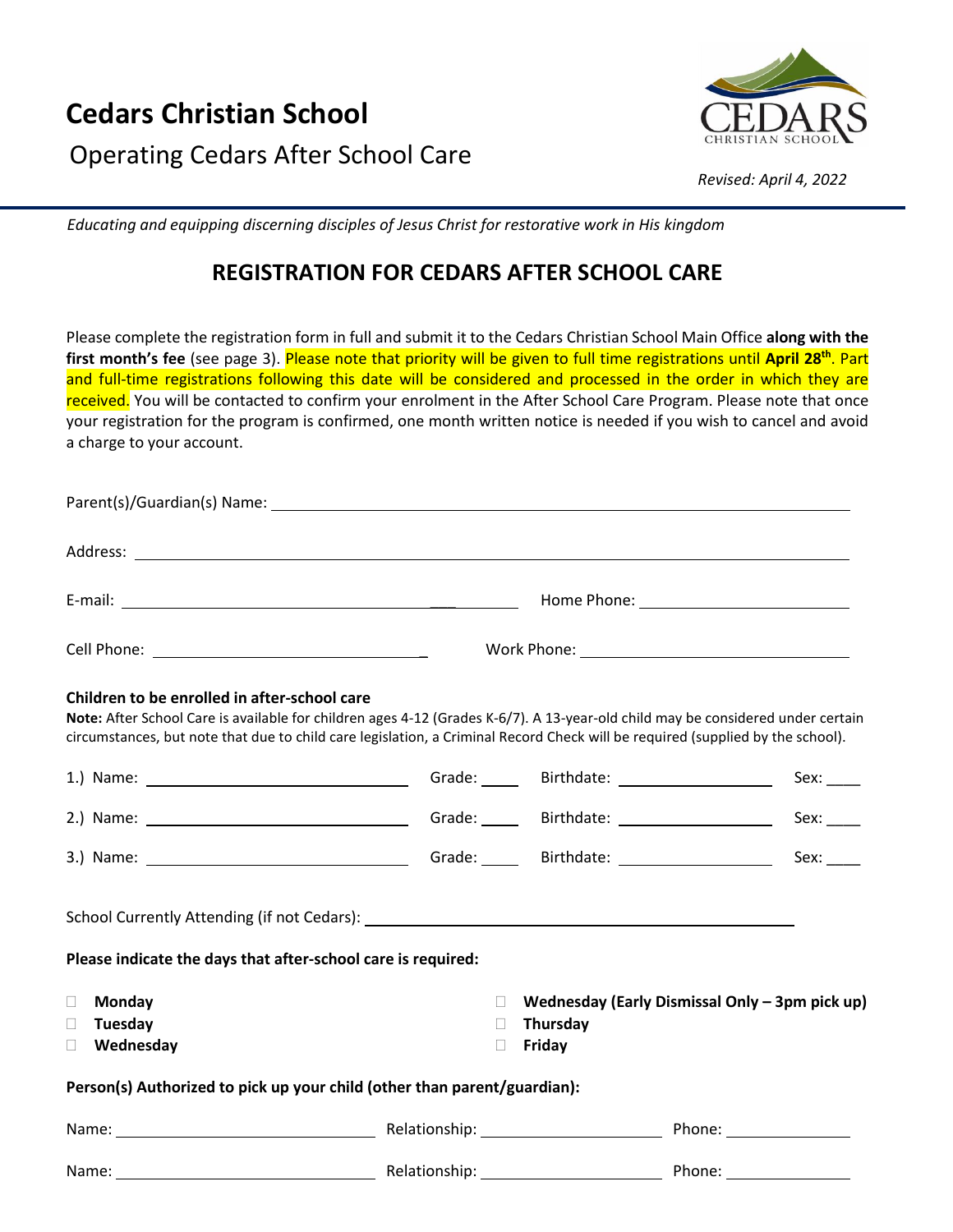# Cedars Christian School

Operating Cedars After School Care

*Revised: April 4, 2022*

*Educating and equipping discerning disciples of Jesus Christ for restorative work in His kingdom*

## REGISTRATION FOR CEDARS AFTER SCHOOL CARE

Please complete the registration form in full and submit it to the Cedars Christian School Main Office **along with the first month's fee** (see page 3). Please note that priority will be given to full time registrations until **April 28th**. Part and full-time registrations following this date will be considered and processed in the order in which they are received. You will be contacted to confirm your enrolment in the After School Care Program. Please note that once your registration for the program is confirmed, one month written notice is needed if you wish to cancel and avoid a charge to your account.

Parent(s)/Guardian(s) Name: ______________________________

Address: ______________________________

E-mail: ______________________________ Home Phone: ______________________________

Cell Phone: ______________________________ Work Phone: ______________________________

**Children to be enrolled in after-school care**

**Note:** After School Care is available for children ages 4-12 (Grades K-6/7). A 13-year-old child may be considered under certain circumstances, but note that due to child care legislation, a Criminal Record Check will be required (supplied by the school).

1.) Name: ______________________________ Grade: _____ Birthdate: ______________ Sex: ____

2.) Name: ______________________________ Grade: _____ Birthdate: ______________ Sex: ____

3.) Name: ______________________________ Grade: _____ Birthdate: ______________ Sex: ____

School Currently Attending (if not Cedars): ______________________________

**Please indicate the days that after-school care is required:**

- ☐ **Monday**
- ☐ **Tuesday**
- ☐ **Wednesday**
- ☐ **Wednesday (Early Dismissal Only – 3pm pick up)**
- ☐ **Thursday**
- ☐ **Friday**

**Person(s) Authorized to pick up your child (other than parent/guardian):**

Name: ______________________________ Relationship: ______________________________ Phone: ______________

Name: ______________________________ Relationship: ______________________________ Phone: ______________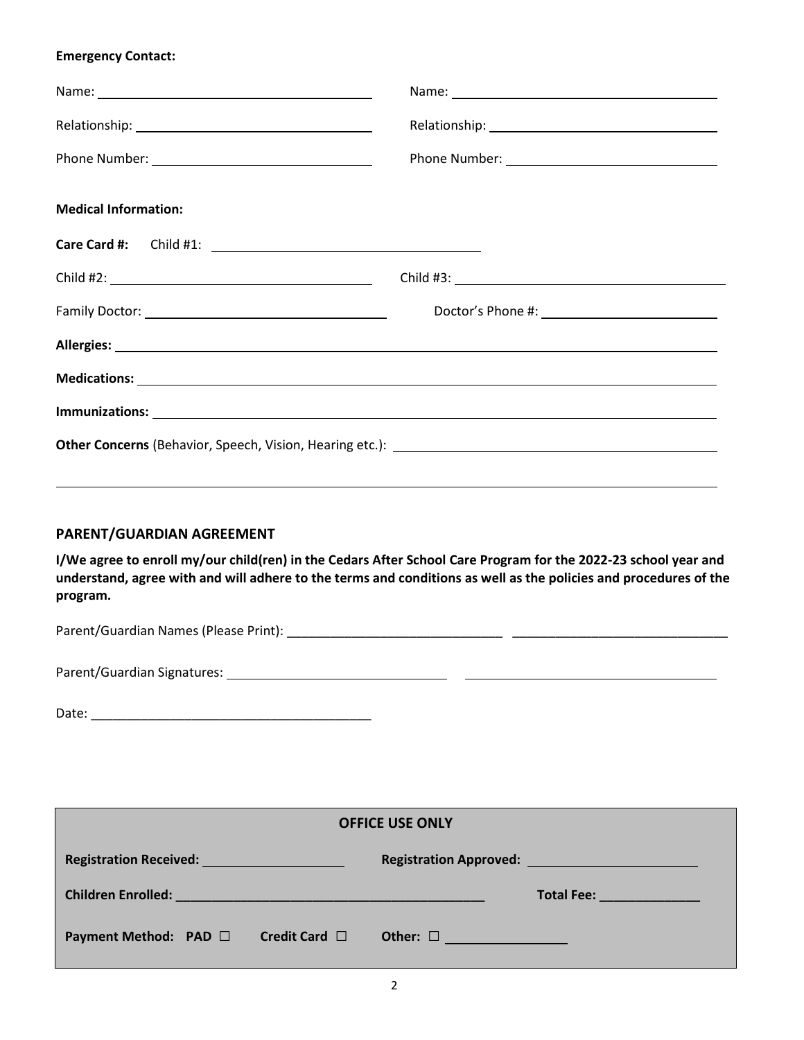**Emergency Contact:**

Name: ______________________________ Name: ______________________________

Relationship: ______________________________ Relationship: ______________________________

Phone Number: ______________________________ Phone Number: ______________________________

**Medical Information:**

**Care Card #:** Child #1: ______________________________

Child #2: ______________________________ Child #3: ______________________________

Family Doctor: ______________________________ Doctor's Phone #: ______________________________

**Allergies:** ____________________________________________________________

**Medications:** ____________________________________________________________

**Immunizations:** ____________________________________________________________

**Other Concerns** (Behavior, Speech, Vision, Hearing etc.): ______________________________

____________________________________________________________

## PARENT/GUARDIAN AGREEMENT

**I/We agree to enroll my/our child(ren) in the Cedars After School Care Program for the 2022-23 school year and understand, agree with and will adhere to the terms and conditions as well as the policies and procedures of the program.**

Parent/Guardian Names (Please Print): ______________________________ ______________________________

Parent/Guardian Signatures: ______________________________ ______________________________

Date: ______________________________

| **OFFICE USE ONLY** | |
|---|---|
| **Registration Received:** ____________ | **Registration Approved:** ____________ |
| **Children Enrolled:** ______________________________ | **Total Fee:** ____________ |
| **Payment Method: PAD** ☐ **Credit Card** ☐ | **Other:** ☐ ____________ |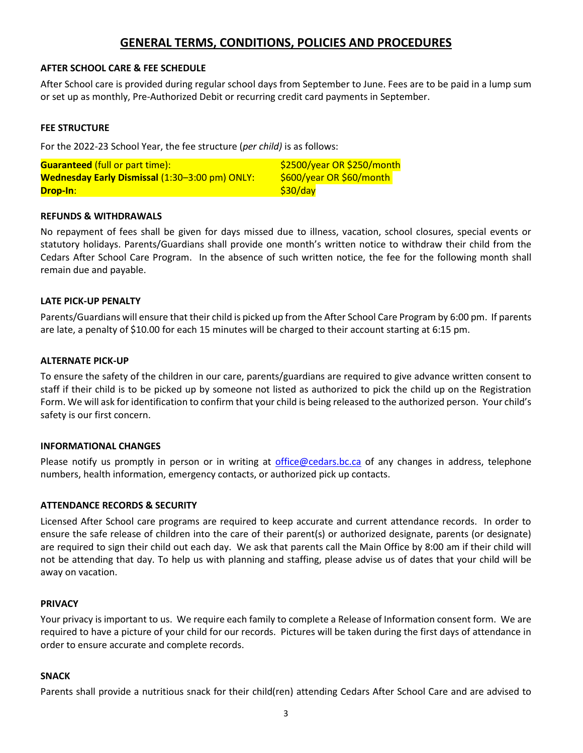# GENERAL TERMS, CONDITIONS, POLICIES AND PROCEDURES

**AFTER SCHOOL CARE & FEE SCHEDULE**

After School care is provided during regular school days from September to June. Fees are to be paid in a lump sum or set up as monthly, Pre-Authorized Debit or recurring credit card payments in September.

**FEE STRUCTURE**

For the 2022-23 School Year, the fee structure (*per child)* is as follows:

| | |
|---|---|
| **Guaranteed** (full or part time): | $2500/year OR $250/month |
| **Wednesday Early Dismissal** (1:30–3:00 pm) ONLY: | $600/year OR $60/month |
| **Drop-In**: | $30/day |

**REFUNDS & WITHDRAWALS**

No repayment of fees shall be given for days missed due to illness, vacation, school closures, special events or statutory holidays. Parents/Guardians shall provide one month's written notice to withdraw their child from the Cedars After School Care Program. In the absence of such written notice, the fee for the following month shall remain due and payable.

**LATE PICK-UP PENALTY**

Parents/Guardians will ensure that their child is picked up from the After School Care Program by 6:00 pm. If parents are late, a penalty of $10.00 for each 15 minutes will be charged to their account starting at 6:15 pm.

**ALTERNATE PICK-UP**

To ensure the safety of the children in our care, parents/guardians are required to give advance written consent to staff if their child is to be picked up by someone not listed as authorized to pick the child up on the Registration Form. We will ask for identification to confirm that your child is being released to the authorized person. Your child's safety is our first concern.

**INFORMATIONAL CHANGES**

Please notify us promptly in person or in writing at office@cedars.bc.ca of any changes in address, telephone numbers, health information, emergency contacts, or authorized pick up contacts.

**ATTENDANCE RECORDS & SECURITY**

Licensed After School care programs are required to keep accurate and current attendance records. In order to ensure the safe release of children into the care of their parent(s) or authorized designate, parents (or designate) are required to sign their child out each day. We ask that parents call the Main Office by 8:00 am if their child will not be attending that day. To help us with planning and staffing, please advise us of dates that your child will be away on vacation.

**PRIVACY**

Your privacy is important to us. We require each family to complete a Release of Information consent form. We are required to have a picture of your child for our records. Pictures will be taken during the first days of attendance in order to ensure accurate and complete records.

**SNACK**

Parents shall provide a nutritious snack for their child(ren) attending Cedars After School Care and are advised to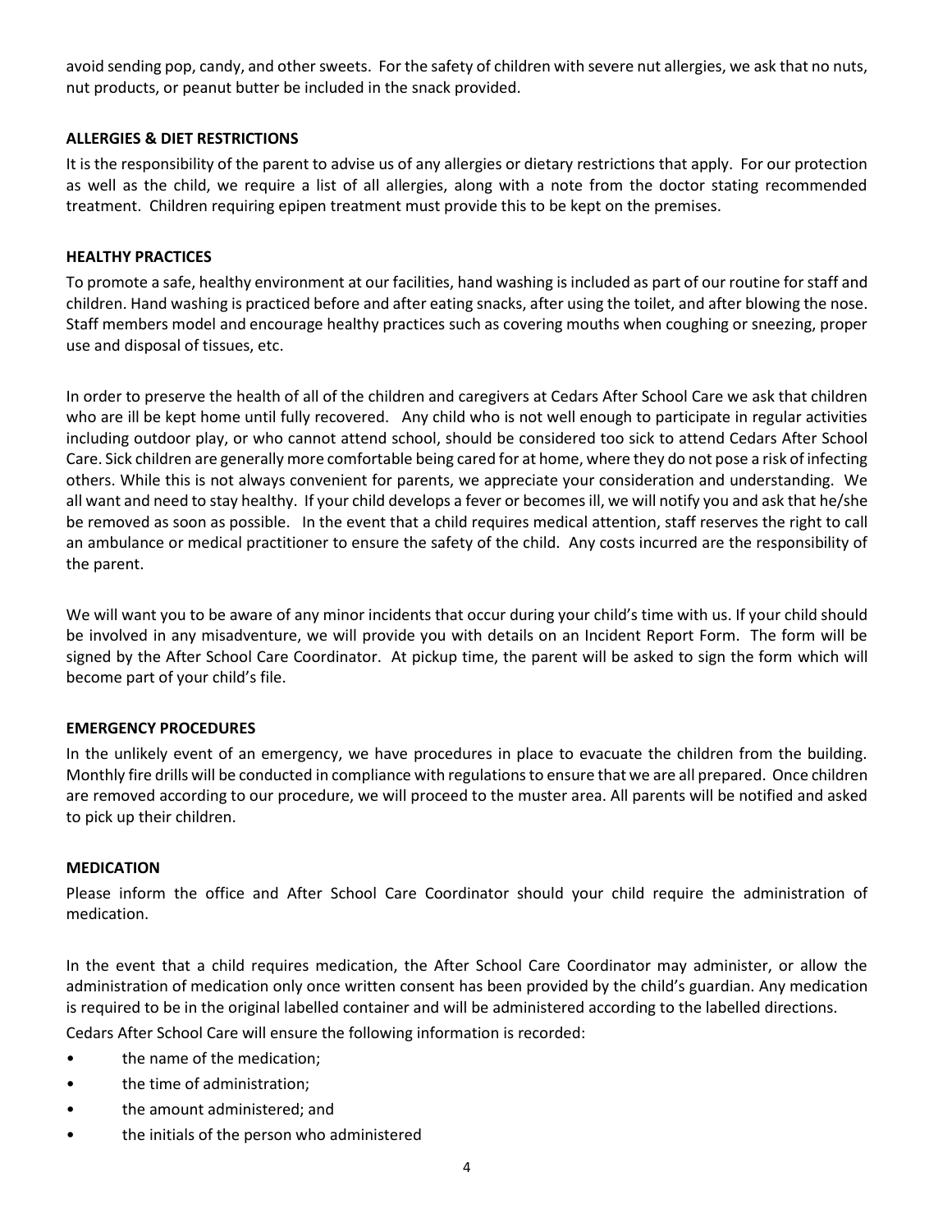avoid sending pop, candy, and other sweets. For the safety of children with severe nut allergies, we ask that no nuts, nut products, or peanut butter be included in the snack provided.

**ALLERGIES & DIET RESTRICTIONS**

It is the responsibility of the parent to advise us of any allergies or dietary restrictions that apply. For our protection as well as the child, we require a list of all allergies, along with a note from the doctor stating recommended treatment. Children requiring epipen treatment must provide this to be kept on the premises.

**HEALTHY PRACTICES**

To promote a safe, healthy environment at our facilities, hand washing is included as part of our routine for staff and children. Hand washing is practiced before and after eating snacks, after using the toilet, and after blowing the nose. Staff members model and encourage healthy practices such as covering mouths when coughing or sneezing, proper use and disposal of tissues, etc.

In order to preserve the health of all of the children and caregivers at Cedars After School Care we ask that children who are ill be kept home until fully recovered. Any child who is not well enough to participate in regular activities including outdoor play, or who cannot attend school, should be considered too sick to attend Cedars After School Care. Sick children are generally more comfortable being cared for at home, where they do not pose a risk of infecting others. While this is not always convenient for parents, we appreciate your consideration and understanding. We all want and need to stay healthy. If your child develops a fever or becomes ill, we will notify you and ask that he/she be removed as soon as possible. In the event that a child requires medical attention, staff reserves the right to call an ambulance or medical practitioner to ensure the safety of the child. Any costs incurred are the responsibility of the parent.

We will want you to be aware of any minor incidents that occur during your child's time with us. If your child should be involved in any misadventure, we will provide you with details on an Incident Report Form. The form will be signed by the After School Care Coordinator. At pickup time, the parent will be asked to sign the form which will become part of your child's file.

**EMERGENCY PROCEDURES**

In the unlikely event of an emergency, we have procedures in place to evacuate the children from the building. Monthly fire drills will be conducted in compliance with regulations to ensure that we are all prepared. Once children are removed according to our procedure, we will proceed to the muster area. All parents will be notified and asked to pick up their children.

**MEDICATION**

Please inform the office and After School Care Coordinator should your child require the administration of medication.

In the event that a child requires medication, the After School Care Coordinator may administer, or allow the administration of medication only once written consent has been provided by the child's guardian. Any medication is required to be in the original labelled container and will be administered according to the labelled directions.

Cedars After School Care will ensure the following information is recorded:

- the name of the medication;
- the time of administration;
- the amount administered; and
- the initials of the person who administered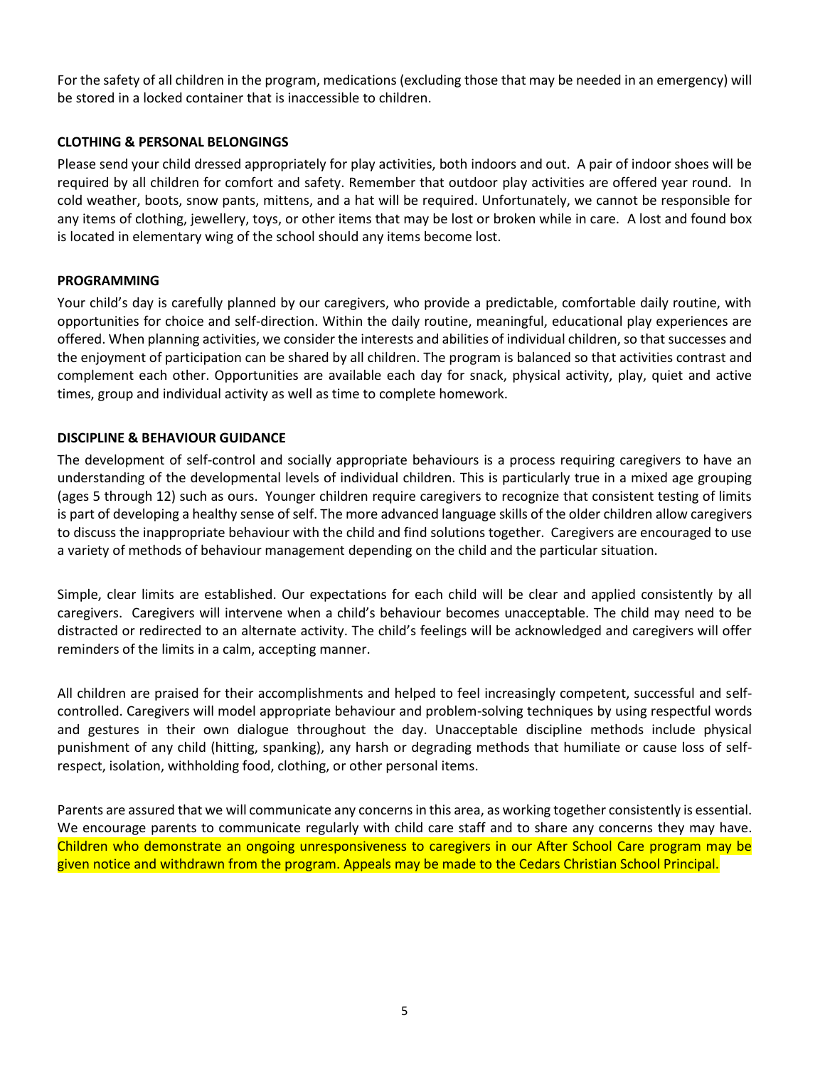For the safety of all children in the program, medications (excluding those that may be needed in an emergency) will be stored in a locked container that is inaccessible to children.

### CLOTHING & PERSONAL BELONGINGS

Please send your child dressed appropriately for play activities, both indoors and out. A pair of indoor shoes will be required by all children for comfort and safety. Remember that outdoor play activities are offered year round. In cold weather, boots, snow pants, mittens, and a hat will be required. Unfortunately, we cannot be responsible for any items of clothing, jewellery, toys, or other items that may be lost or broken while in care. A lost and found box is located in elementary wing of the school should any items become lost.

### PROGRAMMING

Your child's day is carefully planned by our caregivers, who provide a predictable, comfortable daily routine, with opportunities for choice and self-direction. Within the daily routine, meaningful, educational play experiences are offered. When planning activities, we consider the interests and abilities of individual children, so that successes and the enjoyment of participation can be shared by all children. The program is balanced so that activities contrast and complement each other. Opportunities are available each day for snack, physical activity, play, quiet and active times, group and individual activity as well as time to complete homework.

### DISCIPLINE & BEHAVIOUR GUIDANCE

The development of self-control and socially appropriate behaviours is a process requiring caregivers to have an understanding of the developmental levels of individual children. This is particularly true in a mixed age grouping (ages 5 through 12) such as ours. Younger children require caregivers to recognize that consistent testing of limits is part of developing a healthy sense of self. The more advanced language skills of the older children allow caregivers to discuss the inappropriate behaviour with the child and find solutions together. Caregivers are encouraged to use a variety of methods of behaviour management depending on the child and the particular situation.

Simple, clear limits are established. Our expectations for each child will be clear and applied consistently by all caregivers. Caregivers will intervene when a child's behaviour becomes unacceptable. The child may need to be distracted or redirected to an alternate activity. The child's feelings will be acknowledged and caregivers will offer reminders of the limits in a calm, accepting manner.

All children are praised for their accomplishments and helped to feel increasingly competent, successful and self-controlled. Caregivers will model appropriate behaviour and problem-solving techniques by using respectful words and gestures in their own dialogue throughout the day. Unacceptable discipline methods include physical punishment of any child (hitting, spanking), any harsh or degrading methods that humiliate or cause loss of self-respect, isolation, withholding food, clothing, or other personal items.

Parents are assured that we will communicate any concerns in this area, as working together consistently is essential. We encourage parents to communicate regularly with child care staff and to share any concerns they may have. Children who demonstrate an ongoing unresponsiveness to caregivers in our After School Care program may be given notice and withdrawn from the program. Appeals may be made to the Cedars Christian School Principal.